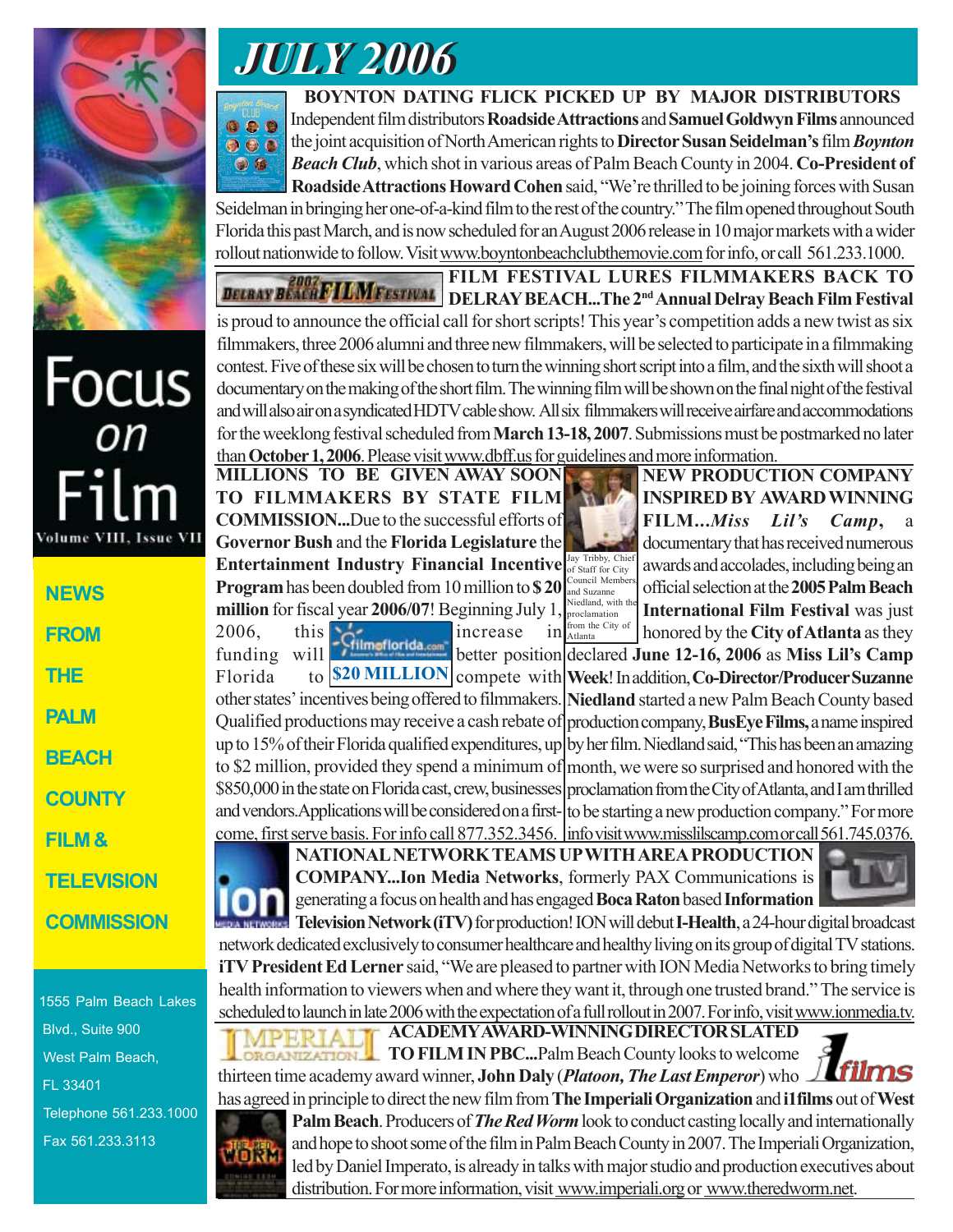# JULY 2006

Focus on Film

Volume VIII, Issue VII

NEWS FROM THE PALM BEACH COUNTY FILM & TELEVISION COMMISSION

1555 Palm Beach Lakes Blvd., Suite 900
West Palm Beach, FL 33401
Telephone 561.233.1000
Fax 561.233.3113

## BOYNTON DATING FLICK PICKED UP BY MAJOR DISTRIBUTORS

Independent film distributors **Roadside Attractions** and **Samuel Goldwyn Films** announced the joint acquisition of North American rights to **Director Susan Seidelman's** film ***Boynton Beach Club***, which shot in various areas of Palm Beach County in 2004. **Co-President of Roadside Attractions Howard Cohen** said, "We're thrilled to be joining forces with Susan Seidelman in bringing her one-of-a-kind film to the rest of the country." The film opened throughout South Florida this past March, and is now scheduled for an August 2006 release in 10 major markets with a wider rollout nationwide to follow. Visit www.boyntonbeachclubthemovie.com for info, or call 561.233.1000.

## FILM FESTIVAL LURES FILMMAKERS BACK TO DELRAY BEACH...

**The 2nd Annual Delray Beach Film Festival** is proud to announce the official call for short scripts! This year's competition adds a new twist as six filmmakers, three 2006 alumni and three new filmmakers, will be selected to participate in a filmmaking contest. Five of these six will be chosen to turn the winning short script into a film, and the sixth will shoot a documentary on the making of the short film. The winning film will be shown on the final night of the festival and will also air on a syndicated HDTV cable show. All six filmmakers will receive airfare and accommodations for the weeklong festival scheduled from **March 13-18, 2007**. Submissions must be postmarked no later than **October 1, 2006**. Please visit www.dbff.us for guidelines and more information.

## MILLIONS TO BE GIVEN AWAY SOON TO FILMMAKERS BY STATE FILM COMMISSION...

Due to the successful efforts of **Governor Bush** and the **Florida Legislature** the **Entertainment Industry Financial Incentive Program** has been doubled from 10 million to **$ 20 million** for fiscal year **2006/07**! Beginning July 1, 2006, this increase in funding will better position Florida to compete with other states' incentives being offered to filmmakers. Qualified productions may receive a cash rebate of up to 15% of their Florida qualified expenditures, up to $2 million, provided they spend a minimum of $850,000 in the state on Florida cast, crew, businesses and vendors. Applications will be considered on a first-come, first serve basis. For info call 877.352.3456.

filmflorida.com — **$20 MILLION**

## NEW PRODUCTION COMPANY INSPIRED BY AWARD WINNING FILM...

*Miss Lil's Camp*, a documentary that has received numerous awards and accolades, including being an official selection at the **2005 Palm Beach International Film Festival** was just honored by the **City of Atlanta** as they declared **June 12-16, 2006** as **Miss Lil's Camp Week**! In addition, **Co-Director/Producer Suzanne Niedland** started a new Palm Beach County based production company, **BusEye Films,** a name inspired by her film. Niedland said, "This has been an amazing month, we were so surprised and honored with the proclamation from the City of Atlanta, and I am thrilled to be starting a new production company." For more info visit www.misslilscamp.com or call 561.745.0376.

Jay Tribby, Chief of Staff for City Council Members, and Suzanne Niedland, with the proclamation from the City of Atlanta

## NATIONAL NETWORK TEAMS UP WITH AREA PRODUCTION COMPANY...

**Ion Media Networks**, formerly PAX Communications is generating a focus on health and has engaged **Boca Raton** based **Information Television Network (iTV)** for production! ION will debut **I-Health**, a 24-hour digital broadcast network dedicated exclusively to consumer healthcare and healthy living on its group of digital TV stations. **iTV President Ed Lerner** said, "We are pleased to partner with ION Media Networks to bring timely health information to viewers when and where they want it, through one trusted brand." The service is scheduled to launch in late 2006 with the expectation of a full rollout in 2007. For info, visit www.ionmedia.tv.

## ACADEMY AWARD-WINNING DIRECTOR SLATED TO FILM IN PBC...

Palm Beach County looks to welcome thirteen time academy award winner, **John Daly** (*Platoon, The Last Emperor*) who has agreed in principle to direct the new film from **The Imperiali Organization** and **i1films** out of **West Palm Beach**. Producers of ***The Red Worm*** look to conduct casting locally and internationally and hope to shoot some of the film in Palm Beach County in 2007. The Imperiali Organization, led by Daniel Imperato, is already in talks with major studio and production executives about distribution. For more information, visit www.imperiali.org or www.theredworm.net.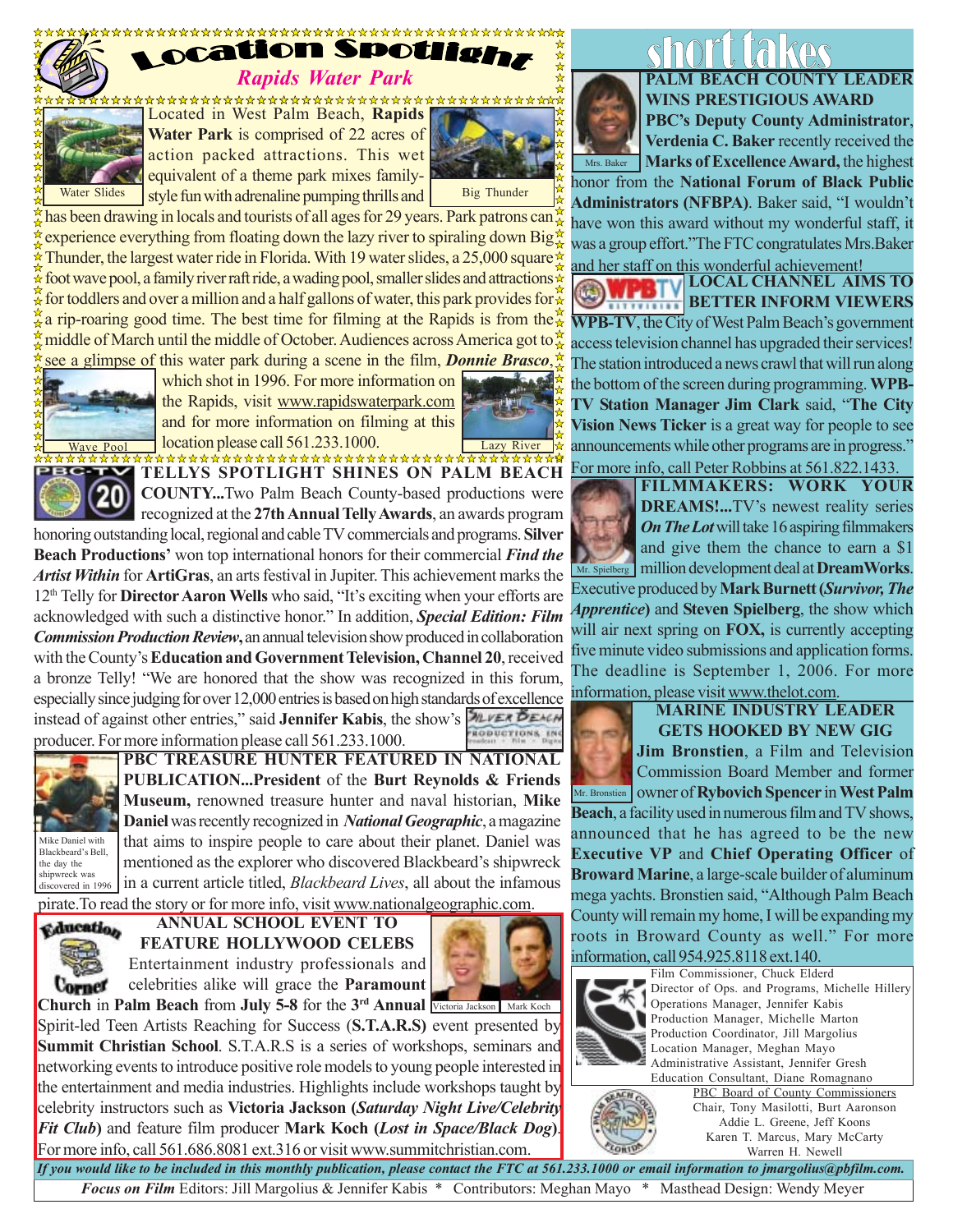# Location Spotlight

## *Rapids Water Park*

Water Slides

Big Thunder

Located in West Palm Beach, **Rapids Water Park** is comprised of 22 acres of action packed attractions. This wet equivalent of a theme park mixes family-style fun with adrenaline pumping thrills and has been drawing in locals and tourists of all ages for 29 years. Park patrons can experience everything from floating down the lazy river to spiraling down Big Thunder, the largest water ride in Florida. With 19 water slides, a 25,000 square foot wave pool, a family river raft ride, a wading pool, smaller slides and attractions for toddlers and over a million and a half gallons of water, this park provides for a rip-roaring good time. The best time for filming at the Rapids is from the middle of March until the middle of October. Audiences across America got to see a glimpse of this water park during a scene in the film, ***Donnie Brasco***, which shot in 1996. For more information on the Rapids, visit www.rapidswaterpark.com and for more information on filming at this location please call 561.233.1000.

Wave Pool

Lazy River

**TELLYS SPOTLIGHT SHINES ON PALM BEACH COUNTY...**Two Palm Beach County-based productions were recognized at the **27th Annual Telly Awards**, an awards program honoring outstanding local, regional and cable TV commercials and programs. **Silver Beach Productions'** won top international honors for their commercial ***Find the Artist Within*** for **ArtiGras**, an arts festival in Jupiter. This achievement marks the 12th Telly for **Director Aaron Wells** who said, "It's exciting when your efforts are acknowledged with such a distinctive honor." In addition, ***Special Edition: Film Commission Production Review***, an annual television show produced in collaboration with the County's **Education and Government Television, Channel 20**, received a bronze Telly! "We are honored that the show was recognized in this forum, especially since judging for over 12,000 entries is based on high standards of excellence instead of against other entries," said **Jennifer Kabis**, the show's producer. For more information please call 561.233.1000.

**PBC TREASURE HUNTER FEATURED IN NATIONAL PUBLICATION...President** of the **Burt Reynolds & Friends Museum,** renowned treasure hunter and naval historian, **Mike Daniel** was recently recognized in ***National Geographic***, a magazine that aims to inspire people to care about their planet. Daniel was mentioned as the explorer who discovered Blackbeard's shipwreck in a current article titled, *Blackbeard Lives*, all about the infamous pirate. To read the story or for more info, visit www.nationalgeographic.com.

Mike Daniel with Blackbeard's Bell, the day the shipwreck was discovered in 1996

Education Corner

**ANNUAL SCHOOL EVENT TO FEATURE HOLLYWOOD CELEBS**

Entertainment industry professionals and celebrities alike will grace the **Paramount Church** in **Palm Beach** from **July 5-8** for the **3rd Annual** Spirit-led Teen Artists Reaching for Success (**S.T.A.R.S.**) event presented by **Summit Christian School**. S.T.A.R.S is a series of workshops, seminars and networking events to introduce positive role models to young people interested in the entertainment and media industries. Highlights include workshops taught by celebrity instructors such as **Victoria Jackson (*Saturday Night Live/Celebrity Fit Club*)** and feature film producer **Mark Koch (*Lost in Space/Black Dog*)**. For more info, call 561.686.8081 ext.316 or visit www.summitchristian.com.

Victoria Jackson | Mark Koch

# short takes

Mrs. Baker

**PALM BEACH COUNTY LEADER WINS PRESTIGIOUS AWARD**

**PBC's Deputy County Administrator**, **Verdenia C. Baker** recently received the **Marks of Excellence Award,** the highest honor from the **National Forum of Black Public Administrators (NFBPA)**. Baker said, "I wouldn't have won this award without my wonderful staff, it was a group effort." The FTC congratulates Mrs. Baker and her staff on this wonderful achievement!

**LOCAL CHANNEL AIMS TO BETTER INFORM VIEWERS**

**WPB-TV**, the City of West Palm Beach's government access television channel has upgraded their services! The station introduced a news crawl that will run along the bottom of the screen during programming. **WPB-TV Station Manager Jim Clark** said, "**The City Vision News Ticker** is a great way for people to see announcements while other programs are in progress." For more info, call Peter Robbins at 561.822.1433.

Mr. Spielberg

**FILMMAKERS: WORK YOUR DREAMS!...**TV's newest reality series ***On The Lot*** will take 16 aspiring filmmakers and give them the chance to earn a $1 million development deal at **DreamWorks**. Executive produced by **Mark Burnett (*Survivor, The Apprentice*)** and **Steven Spielberg**, the show which will air next spring on **FOX,** is currently accepting five minute video submissions and application forms. The deadline is September 1, 2006. For more information, please visit www.thelot.com.

Mr. Bronstien

**MARINE INDUSTRY LEADER GETS HOOKED BY NEW GIG**

**Jim Bronstien**, a Film and Television Commission Board Member and former owner of **Rybovich Spencer** in **West Palm Beach**, a facility used in numerous film and TV shows, announced that he has agreed to be the new **Executive VP** and **Chief Operating Officer** of **Broward Marine**, a large-scale builder of aluminum mega yachts. Bronstien said, "Although Palm Beach County will remain my home, I will be expanding my roots in Broward County as well." For more information, call 954.925.8118 ext.140.

Film Commissioner, Chuck Elderd
Director of Ops. and Programs, Michelle Hillery
Operations Manager, Jennifer Kabis
Production Manager, Michelle Marton
Production Coordinator, Jill Margolius
Location Manager, Meghan Mayo
Administrative Assistant, Jennifer Gresh
Education Consultant, Diane Romagnano

PBC Board of County Commissioners
Chair, Tony Masilotti, Burt Aaronson
Addie L. Greene, Jeff Koons
Karen T. Marcus, Mary McCarty
Warren H. Newell

***If you would like to be included in this monthly publication, please contact the FTC at 561.233.1000 or email information to jmargolius@pbfilm.com.***

***Focus on Film*** Editors: Jill Margolius & Jennifer Kabis * Contributors: Meghan Mayo * Masthead Design: Wendy Meyer